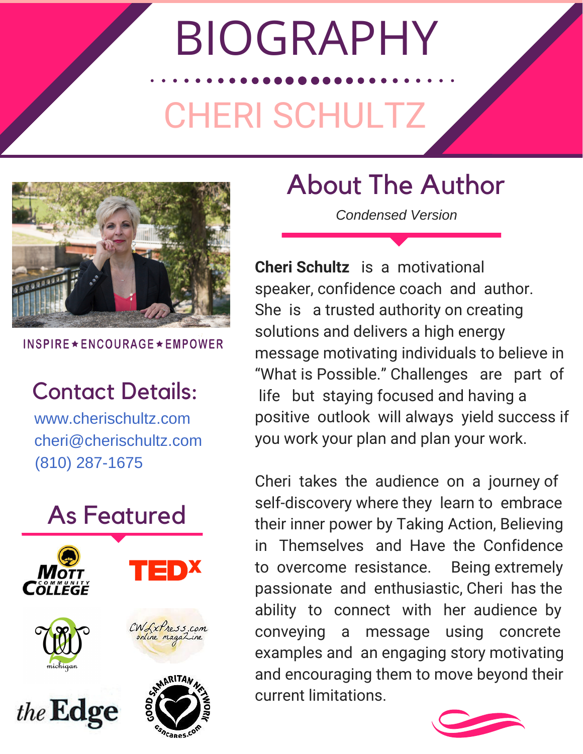# BIOGRAPHY

## CHERI SCHULTZ

INSPIRE ★ ENCOURAGE ★ EMPOWER

## About The Author

*Condensed Version*

**Cheri Schultz** is a motivational speaker, confidence coach and author. She is a trusted authority on creating solutions and delivers a high energy message motivating individuals to believe in "What is Possible." Challenges are part of life but staying focused and having a positive outlook will always yield success if you work your plan and plan your work.

Cheri takes the audience on a journey of self-discovery where they learn to embrace their inner power by Taking Action, Believing in Themselves and Have the Confidence to overcome resistance. Being extremely passionate and enthusiastic, Cheri has the ability to connect with her audience by conveying a message using concrete examples and an engaging story motivating and encouraging them to move beyond their current limitations.

## Contact Details:

www.cherischultz.com
cheri@cherischultz.com
(810) 287-1675

## As Featured

Mott Community College
TEDx
michigan
CWLxPress.com online magazine
the Edge
Good Samaritan Network GSNcares.com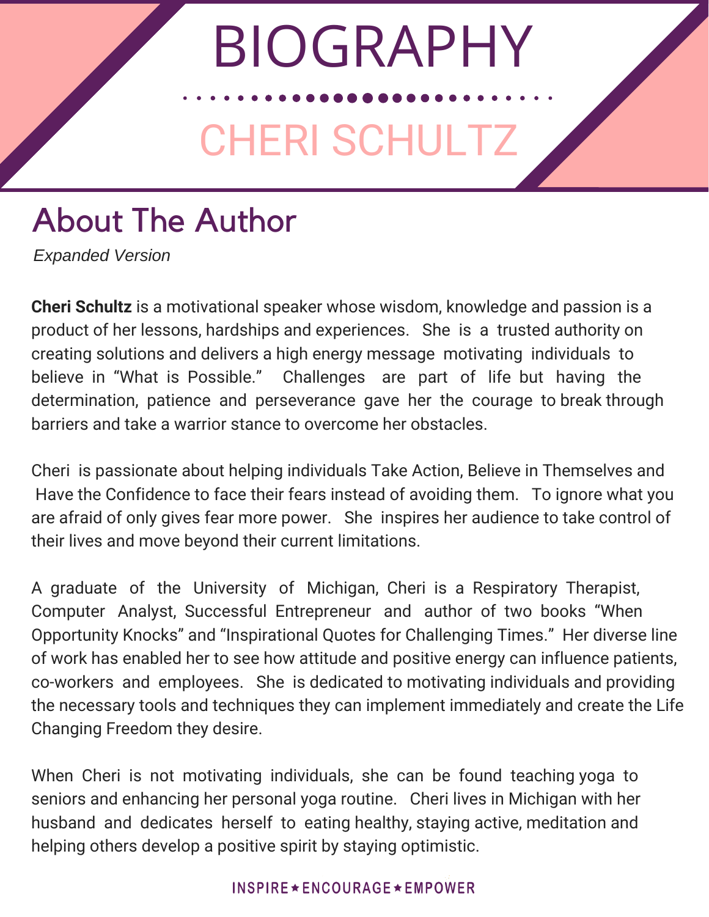# BIOGRAPHY

# CHERI SCHULTZ

## About The Author

*Expanded Version*

**Cheri Schultz** is a motivational speaker whose wisdom, knowledge and passion is a product of her lessons, hardships and experiences. She is a trusted authority on creating solutions and delivers a high energy message motivating individuals to believe in "What is Possible." Challenges are part of life but having the determination, patience and perseverance gave her the courage to break through barriers and take a warrior stance to overcome her obstacles.

Cheri is passionate about helping individuals Take Action, Believe in Themselves and Have the Confidence to face their fears instead of avoiding them. To ignore what you are afraid of only gives fear more power. She inspires her audience to take control of their lives and move beyond their current limitations.

A graduate of the University of Michigan, Cheri is a Respiratory Therapist, Computer Analyst, Successful Entrepreneur and author of two books "When Opportunity Knocks" and "Inspirational Quotes for Challenging Times." Her diverse line of work has enabled her to see how attitude and positive energy can influence patients, co-workers and employees. She is dedicated to motivating individuals and providing the necessary tools and techniques they can implement immediately and create the Life Changing Freedom they desire.

When Cheri is not motivating individuals, she can be found teaching yoga to seniors and enhancing her personal yoga routine. Cheri lives in Michigan with her husband and dedicates herself to eating healthy, staying active, meditation and helping others develop a positive spirit by staying optimistic.

INSPIRE ★ ENCOURAGE ★ EMPOWER